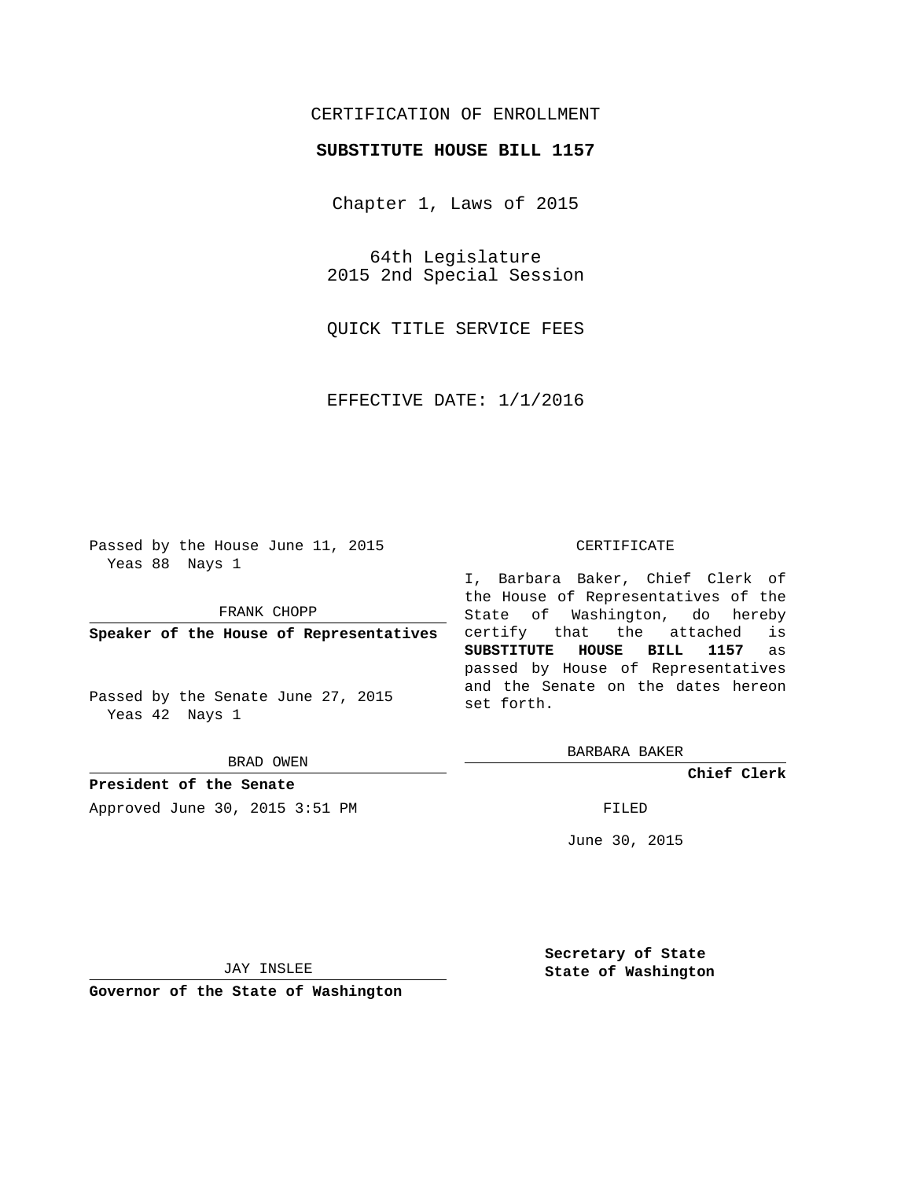CERTIFICATION OF ENROLLMENT

**SUBSTITUTE HOUSE BILL 1157**

Chapter 1, Laws of 2015

64th Legislature
2015 2nd Special Session

QUICK TITLE SERVICE FEES

EFFECTIVE DATE: 1/1/2016

Passed by the House June 11, 2015
Yeas 88 Nays 1

FRANK CHOPP

**Speaker of the House of Representatives**

Passed by the Senate June 27, 2015
Yeas 42 Nays 1

BRAD OWEN

**President of the Senate**

Approved June 30, 2015 3:51 PM

JAY INSLEE

**Governor of the State of Washington**

CERTIFICATE

I, Barbara Baker, Chief Clerk of the House of Representatives of the State of Washington, do hereby certify that the attached is **SUBSTITUTE HOUSE BILL 1157** as passed by House of Representatives and the Senate on the dates hereon set forth.

BARBARA BAKER

**Chief Clerk**

FILED

June 30, 2015

**Secretary of State**
**State of Washington**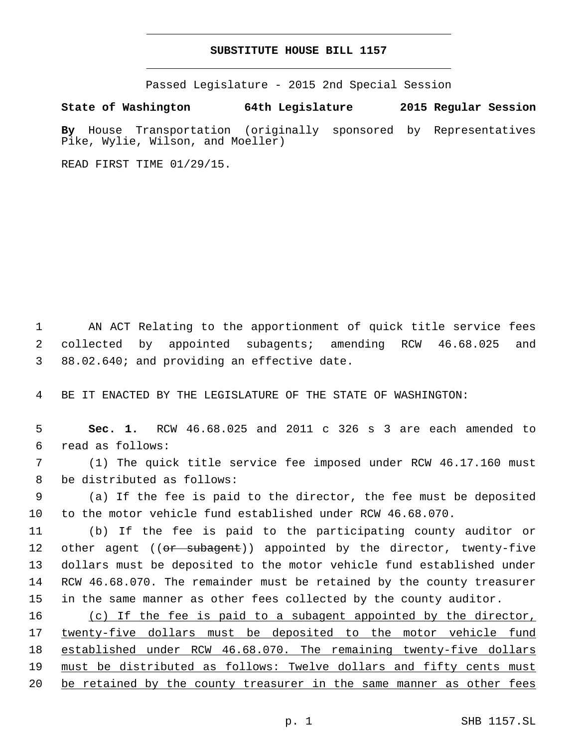# SUBSTITUTE HOUSE BILL 1157

Passed Legislature - 2015 2nd Special Session

**State of Washington 64th Legislature 2015 Regular Session**

**By** House Transportation (originally sponsored by Representatives Pike, Wylie, Wilson, and Moeller)

READ FIRST TIME 01/29/15.

AN ACT Relating to the apportionment of quick title service fees collected by appointed subagents; amending RCW 46.68.025 and 88.02.640; and providing an effective date.

BE IT ENACTED BY THE LEGISLATURE OF THE STATE OF WASHINGTON:

**Sec. 1.** RCW 46.68.025 and 2011 c 326 s 3 are each amended to read as follows:

(1) The quick title service fee imposed under RCW 46.17.160 must be distributed as follows:

(a) If the fee is paid to the director, the fee must be deposited to the motor vehicle fund established under RCW 46.68.070.

(b) If the fee is paid to the participating county auditor or other agent ((~~or subagent~~)) appointed by the director, twenty-five dollars must be deposited to the motor vehicle fund established under RCW 46.68.070. The remainder must be retained by the county treasurer in the same manner as other fees collected by the county auditor.

<u>(c) If the fee is paid to a subagent appointed by the director, twenty-five dollars must be deposited to the motor vehicle fund established under RCW 46.68.070. The remaining twenty-five dollars must be distributed as follows: Twelve dollars and fifty cents must be retained by the county treasurer in the same manner as other fees</u>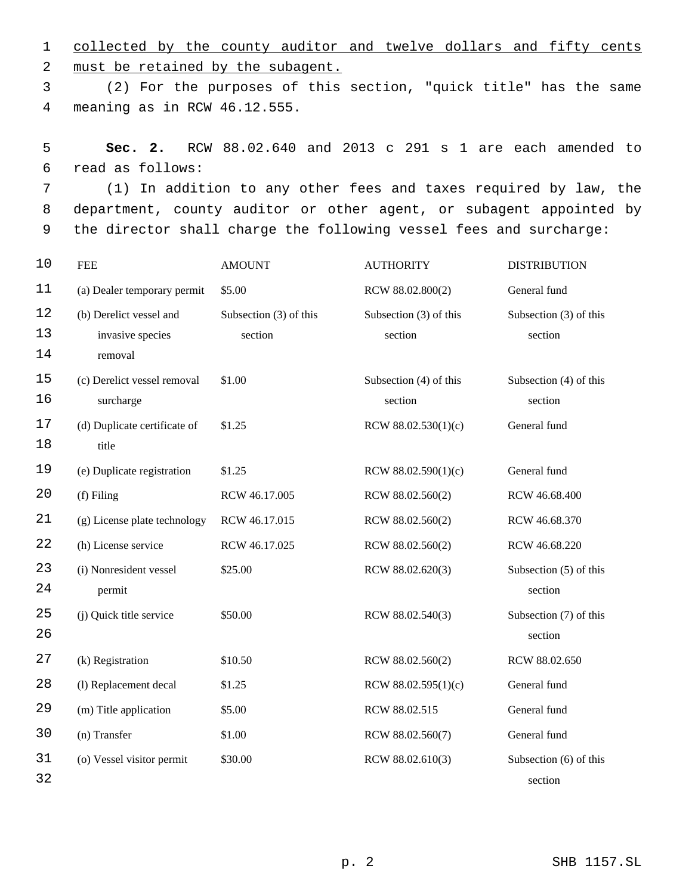collected by the county auditor and twelve dollars and fifty cents must be retained by the subagent.

(2) For the purposes of this section, "quick title" has the same meaning as in RCW 46.12.555.

**Sec. 2.** RCW 88.02.640 and 2013 c 291 s 1 are each amended to read as follows:

(1) In addition to any other fees and taxes required by law, the department, county auditor or other agent, or subagent appointed by the director shall charge the following vessel fees and surcharge:

| FEE | AMOUNT | AUTHORITY | DISTRIBUTION |
| --- | --- | --- | --- |
| (a) Dealer temporary permit | $5.00 | RCW 88.02.800(2) | General fund |
| (b) Derelict vessel and invasive species removal | Subsection (3) of this section | Subsection (3) of this section | Subsection (3) of this section |
| (c) Derelict vessel removal surcharge | $1.00 | Subsection (4) of this section | Subsection (4) of this section |
| (d) Duplicate certificate of title | $1.25 | RCW 88.02.530(1)(c) | General fund |
| (e) Duplicate registration | $1.25 | RCW 88.02.590(1)(c) | General fund |
| (f) Filing | RCW 46.17.005 | RCW 88.02.560(2) | RCW 46.68.400 |
| (g) License plate technology | RCW 46.17.015 | RCW 88.02.560(2) | RCW 46.68.370 |
| (h) License service | RCW 46.17.025 | RCW 88.02.560(2) | RCW 46.68.220 |
| (i) Nonresident vessel permit | $25.00 | RCW 88.02.620(3) | Subsection (5) of this section |
| (j) Quick title service | $50.00 | RCW 88.02.540(3) | Subsection (7) of this section |
| (k) Registration | $10.50 | RCW 88.02.560(2) | RCW 88.02.650 |
| (l) Replacement decal | $1.25 | RCW 88.02.595(1)(c) | General fund |
| (m) Title application | $5.00 | RCW 88.02.515 | General fund |
| (n) Transfer | $1.00 | RCW 88.02.560(7) | General fund |
| (o) Vessel visitor permit | $30.00 | RCW 88.02.610(3) | Subsection (6) of this section |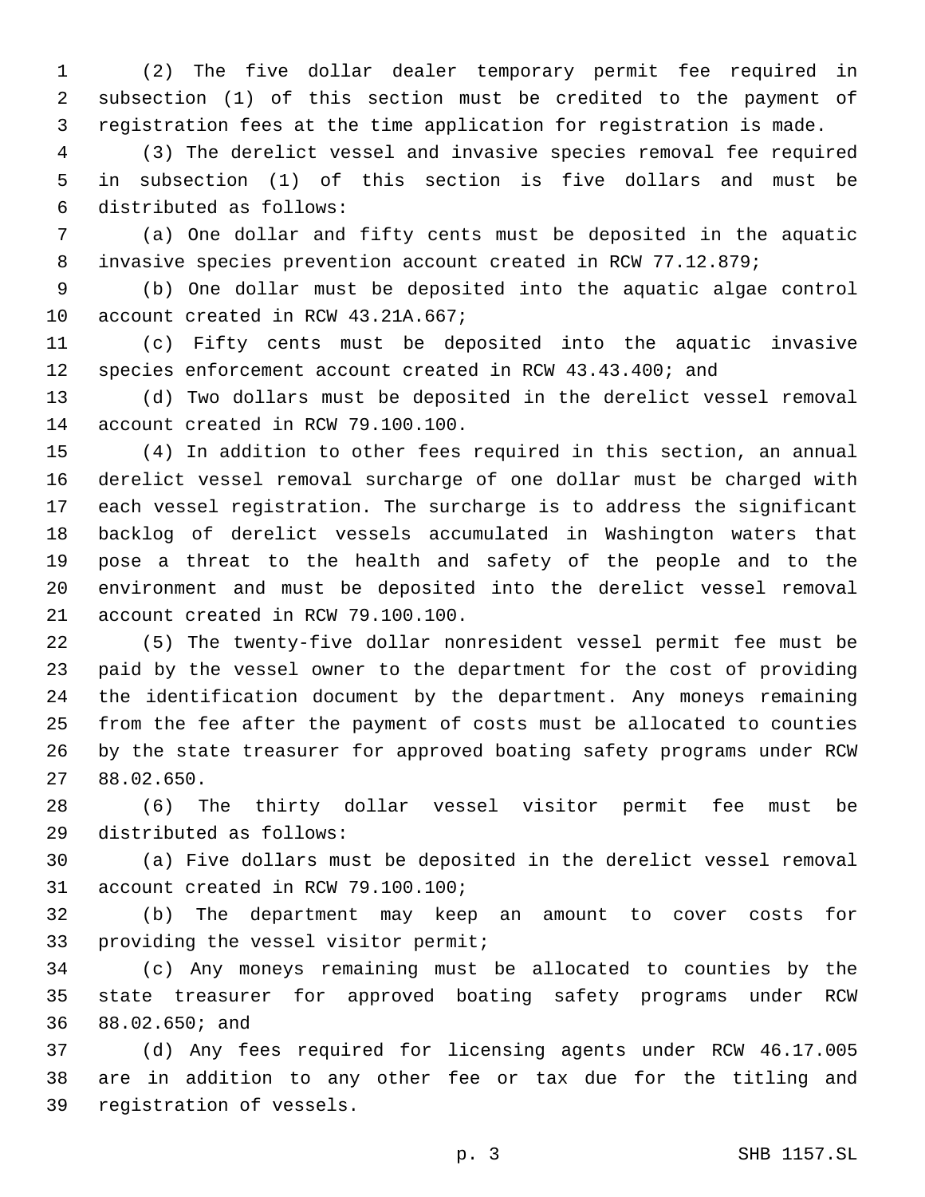(2) The five dollar dealer temporary permit fee required in subsection (1) of this section must be credited to the payment of registration fees at the time application for registration is made.

(3) The derelict vessel and invasive species removal fee required in subsection (1) of this section is five dollars and must be distributed as follows:

(a) One dollar and fifty cents must be deposited in the aquatic invasive species prevention account created in RCW 77.12.879;

(b) One dollar must be deposited into the aquatic algae control account created in RCW 43.21A.667;

(c) Fifty cents must be deposited into the aquatic invasive species enforcement account created in RCW 43.43.400; and

(d) Two dollars must be deposited in the derelict vessel removal account created in RCW 79.100.100.

(4) In addition to other fees required in this section, an annual derelict vessel removal surcharge of one dollar must be charged with each vessel registration. The surcharge is to address the significant backlog of derelict vessels accumulated in Washington waters that pose a threat to the health and safety of the people and to the environment and must be deposited into the derelict vessel removal account created in RCW 79.100.100.

(5) The twenty-five dollar nonresident vessel permit fee must be paid by the vessel owner to the department for the cost of providing the identification document by the department. Any moneys remaining from the fee after the payment of costs must be allocated to counties by the state treasurer for approved boating safety programs under RCW 88.02.650.

(6) The thirty dollar vessel visitor permit fee must be distributed as follows:

(a) Five dollars must be deposited in the derelict vessel removal account created in RCW 79.100.100;

(b) The department may keep an amount to cover costs for providing the vessel visitor permit;

(c) Any moneys remaining must be allocated to counties by the state treasurer for approved boating safety programs under RCW 88.02.650; and

(d) Any fees required for licensing agents under RCW 46.17.005 are in addition to any other fee or tax due for the titling and registration of vessels.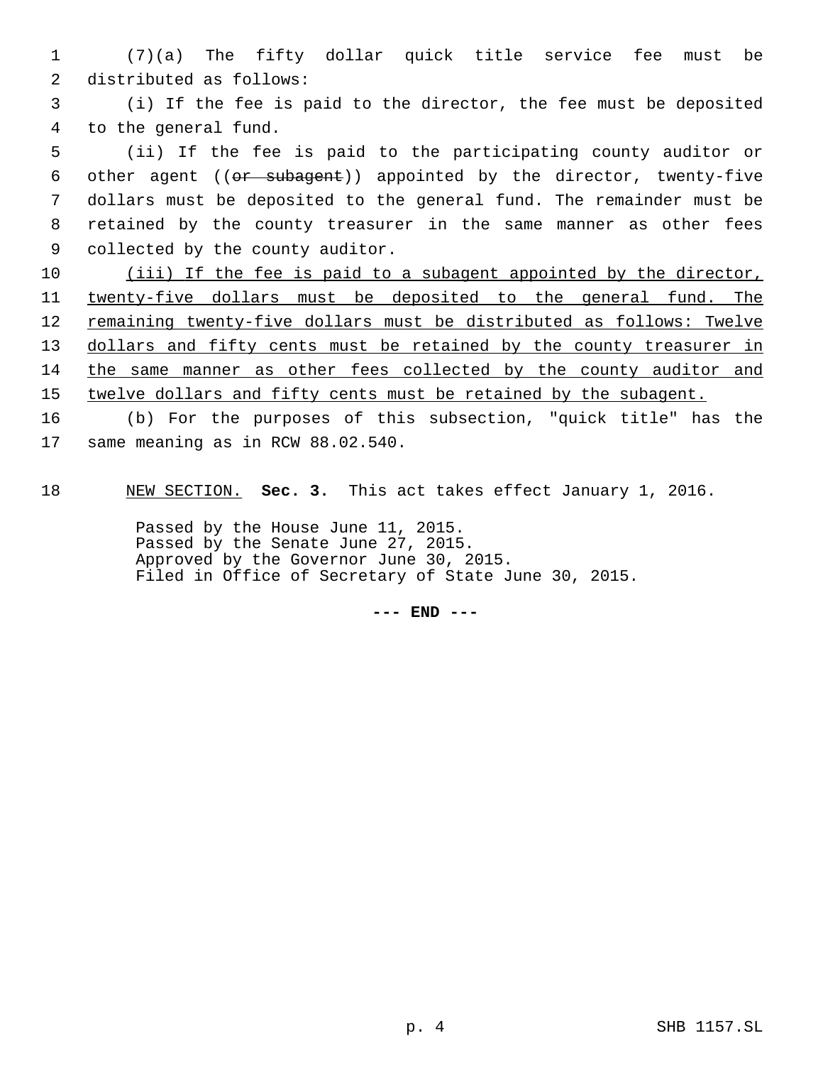(7)(a) The fifty dollar quick title service fee must be distributed as follows:

(i) If the fee is paid to the director, the fee must be deposited to the general fund.

(ii) If the fee is paid to the participating county auditor or other agent ((~~or subagent~~)) appointed by the director, twenty-five dollars must be deposited to the general fund. The remainder must be retained by the county treasurer in the same manner as other fees collected by the county auditor.

<u>(iii) If the fee is paid to a subagent appointed by the director, twenty-five dollars must be deposited to the general fund. The remaining twenty-five dollars must be distributed as follows: Twelve dollars and fifty cents must be retained by the county treasurer in the same manner as other fees collected by the county auditor and twelve dollars and fifty cents must be retained by the subagent.</u>

(b) For the purposes of this subsection, "quick title" has the same meaning as in RCW 88.02.540.

<u>NEW SECTION.</u> **Sec. 3.** This act takes effect January 1, 2016.

Passed by the House June 11, 2015.
Passed by the Senate June 27, 2015.
Approved by the Governor June 30, 2015.
Filed in Office of Secretary of State June 30, 2015.

**--- END ---**